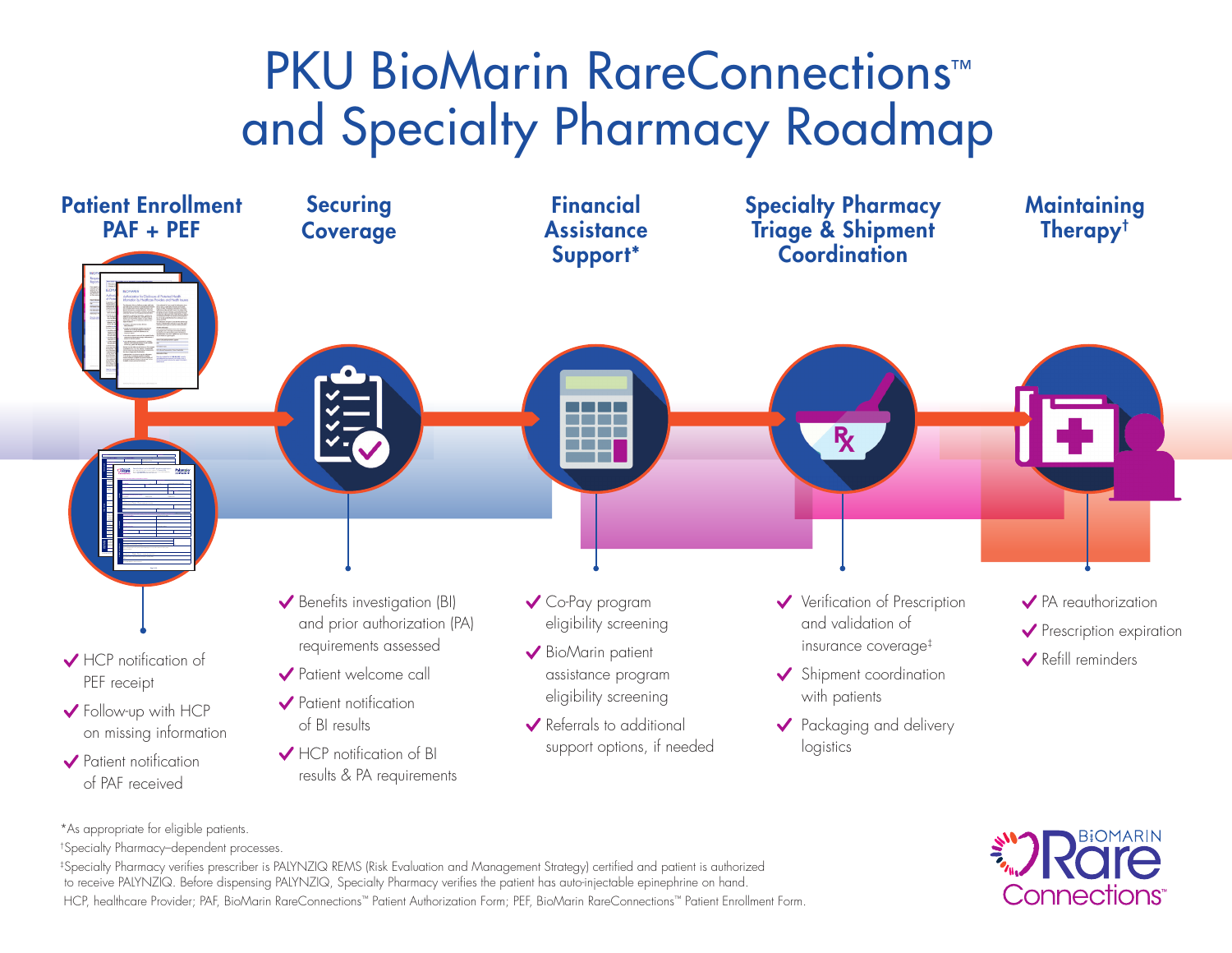# PKU BioMarin RareConnections™ and Specialty Pharmacy Roadmap

## Patient Enrollment PAF + PEF

- ✔ HCP notification of PEF receipt
- ✔ Follow-up with HCP on missing information
- ✔ Patient notification of PAF received

## Securing Coverage

- ✔ Benefits investigation (BI) and prior authorization (PA) requirements assessed
- ✔ Patient welcome call
- ✔ Patient notification of BI results
- ✔ HCP notification of BI results & PA requirements

## Financial Assistance Support*

- ✔ Co-Pay program eligibility screening
- ✔ BioMarin patient assistance program eligibility screening
- ✔ Referrals to additional support options, if needed

## Specialty Pharmacy Triage & Shipment Coordination

- ✔ Verification of Prescription and validation of insurance coverage‡
- ✔ Shipment coordination with patients
- ✔ Packaging and delivery logistics

## Maintaining Therapy†

- ✔ PA reauthorization
- ✔ Prescription expiration
- ✔ Refill reminders

*As appropriate for eligible patients.

†Specialty Pharmacy–dependent processes.

‡Specialty Pharmacy verifies prescriber is PALYNZIQ REMS (Risk Evaluation and Management Strategy) certified and patient is authorized to receive PALYNZIQ. Before dispensing PALYNZIQ, Specialty Pharmacy verifies the patient has auto-injectable epinephrine on hand.

HCP, healthcare Provider; PAF, BioMarin RareConnections™ Patient Authorization Form; PEF, BioMarin RareConnections™ Patient Enrollment Form.

BIOMARIN Rare Connections™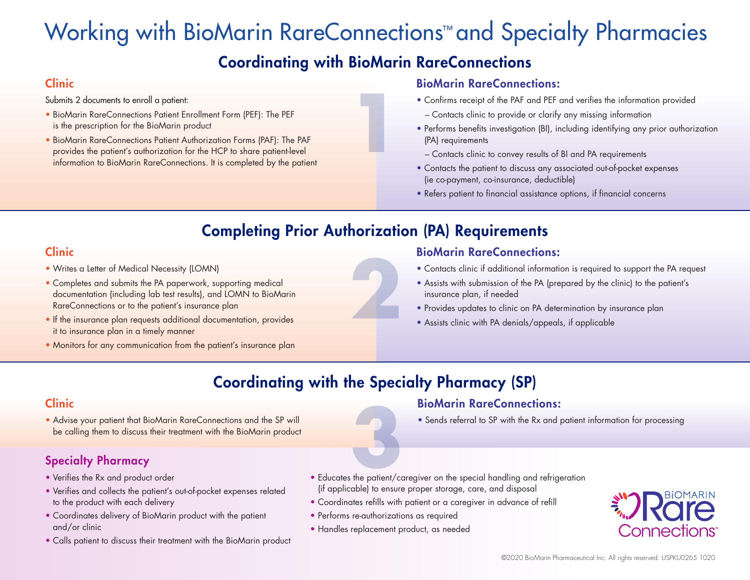# Working with BioMarin RareConnections™ and Specialty Pharmacies

## Coordinating with BioMarin RareConnections

1

### Clinic

Submits 2 documents to enroll a patient:

- BioMarin RareConnections Patient Enrollment Form (PEF): The PEF is the prescription for the BioMarin product
- BioMarin RareConnections Patient Authorization Forms (PAF): The PAF provides the patient's authorization for the HCP to share patient-level information to BioMarin RareConnections. It is completed by the patient

### BioMarin RareConnections:

- Confirms receipt of the PAF and PEF and verifies the information provided
  - Contacts clinic to provide or clarify any missing information
- Performs benefits investigation (BI), including identifying any prior authorization (PA) requirements
  - Contacts clinic to convey results of BI and PA requirements
- Contacts the patient to discuss any associated out-of-pocket expenses (ie co-payment, co-insurance, deductible)
- Refers patient to financial assistance options, if financial concerns

## Completing Prior Authorization (PA) Requirements

2

### Clinic

- Writes a Letter of Medical Necessity (LOMN)
- Completes and submits the PA paperwork, supporting medical documentation (including lab test results), and LOMN to BioMarin RareConnections or to the patient's insurance plan
- If the insurance plan requests additional documentation, provides it to insurance plan in a timely manner
- Monitors for any communication from the patient's insurance plan

### BioMarin RareConnections:

- Contacts clinic if additional information is required to support the PA request
- Assists with submission of the PA (prepared by the clinic) to the patient's insurance plan, if needed
- Provides updates to clinic on PA determination by insurance plan
- Assists clinic with PA denials/appeals, if applicable

## Coordinating with the Specialty Pharmacy (SP)

3

### Clinic

- Advise your patient that BioMarin RareConnections and the SP will be calling them to discuss their treatment with the BioMarin product

### BioMarin RareConnections:

- Sends referral to SP with the Rx and patient information for processing

### Specialty Pharmacy

- Verifies the Rx and product order
- Verifies and collects the patient's out-of-pocket expenses related to the product with each delivery
- Coordinates delivery of BioMarin product with the patient and/or clinic
- Calls patient to discuss their treatment with the BioMarin product
- Educates the patient/caregiver on the special handling and refrigeration (if applicable) to ensure proper storage, care, and disposal
- Coordinates refills with patient or a caregiver in advance of refill
- Performs re-authorizations as required
- Handles replacement product, as needed

BIOMARIN Rare Connections™

©2020 BioMarin Pharmaceutical Inc. All rights reserved. USPKU0265 1020